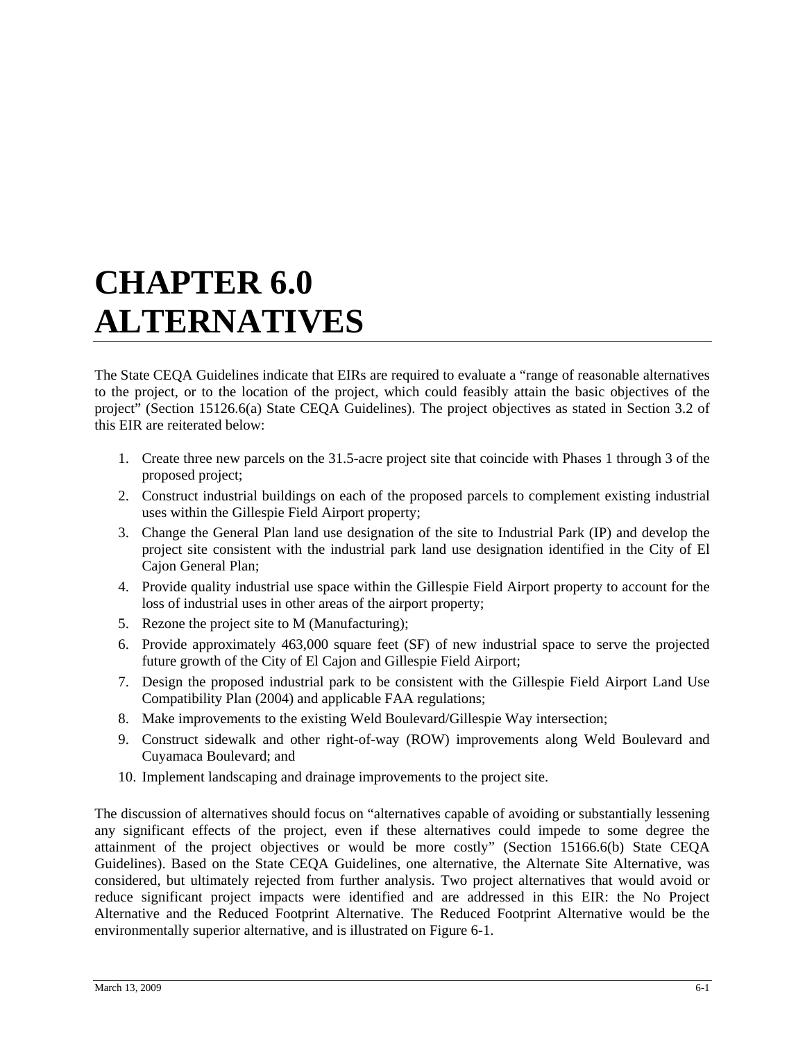# CHAPTER 6.0 ALTERNATIVES

The State CEQA Guidelines indicate that EIRs are required to evaluate a "range of reasonable alternatives to the project, or to the location of the project, which could feasibly attain the basic objectives of the project" (Section 15126.6(a) State CEQA Guidelines). The project objectives as stated in Section 3.2 of this EIR are reiterated below:

1. Create three new parcels on the 31.5-acre project site that coincide with Phases 1 through 3 of the proposed project;
2. Construct industrial buildings on each of the proposed parcels to complement existing industrial uses within the Gillespie Field Airport property;
3. Change the General Plan land use designation of the site to Industrial Park (IP) and develop the project site consistent with the industrial park land use designation identified in the City of El Cajon General Plan;
4. Provide quality industrial use space within the Gillespie Field Airport property to account for the loss of industrial uses in other areas of the airport property;
5. Rezone the project site to M (Manufacturing);
6. Provide approximately 463,000 square feet (SF) of new industrial space to serve the projected future growth of the City of El Cajon and Gillespie Field Airport;
7. Design the proposed industrial park to be consistent with the Gillespie Field Airport Land Use Compatibility Plan (2004) and applicable FAA regulations;
8. Make improvements to the existing Weld Boulevard/Gillespie Way intersection;
9. Construct sidewalk and other right-of-way (ROW) improvements along Weld Boulevard and Cuyamaca Boulevard; and
10. Implement landscaping and drainage improvements to the project site.

The discussion of alternatives should focus on "alternatives capable of avoiding or substantially lessening any significant effects of the project, even if these alternatives could impede to some degree the attainment of the project objectives or would be more costly" (Section 15166.6(b) State CEQA Guidelines). Based on the State CEQA Guidelines, one alternative, the Alternate Site Alternative, was considered, but ultimately rejected from further analysis. Two project alternatives that would avoid or reduce significant project impacts were identified and are addressed in this EIR: the No Project Alternative and the Reduced Footprint Alternative. The Reduced Footprint Alternative would be the environmentally superior alternative, and is illustrated on Figure 6-1.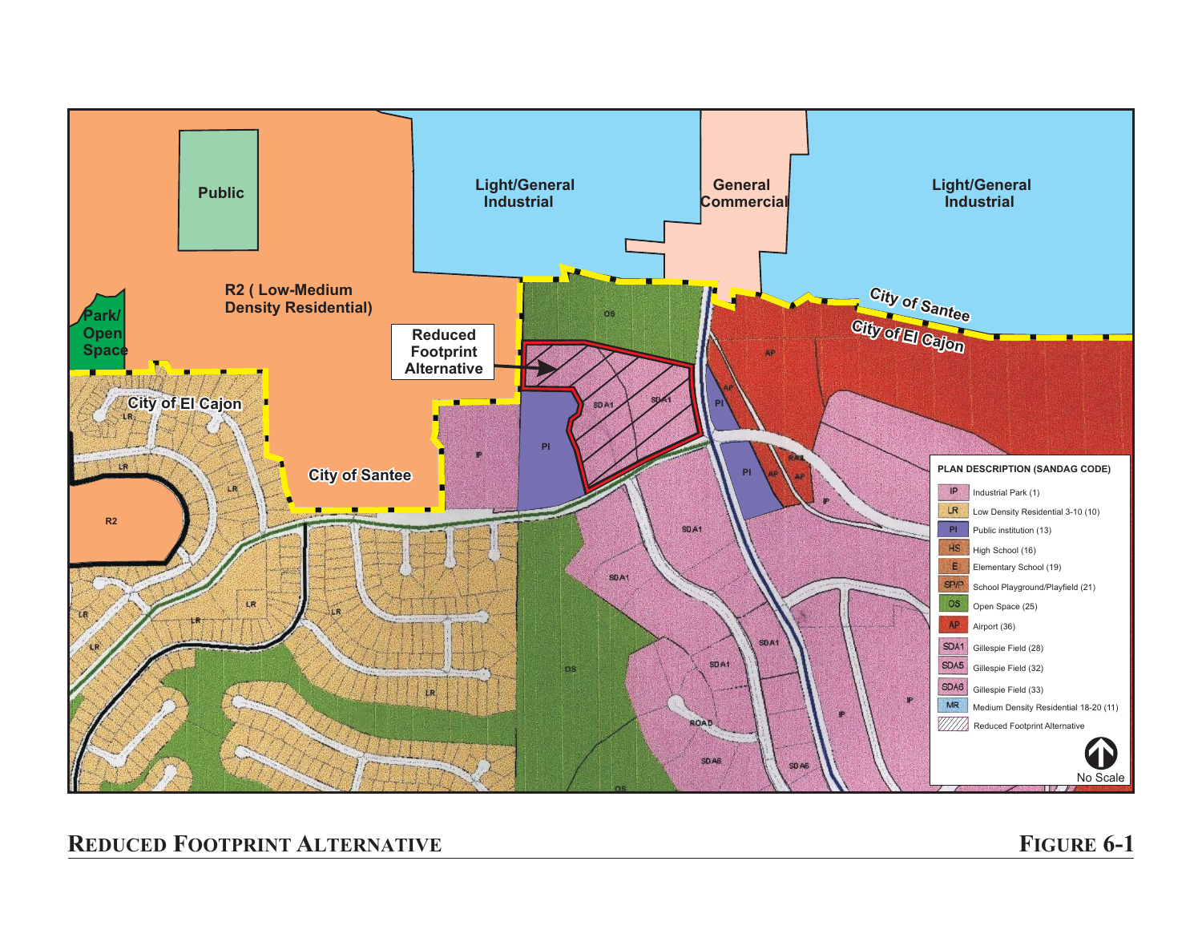Light/General Industrial

General Commercial

Light/General Industrial

Public

R2 ( Low-Medium Density Residential)

Park/ Open Space

Reduced Footprint Alternative

City of Santee

City of El Cajon

City of El Cajon

City of Santee

OS

SDA1

SDA1

PI

PI

PI

IP

AP

AP

AP

AP

RAIL

LR

LR

LR

LR

LR

LR

LR

LR

LR

LR

R2

SDA1

SDA1

SDA1

SDA1

IP

IP

IP

OS

OS

ROAD

SDA6

SDA6

PLAN DESCRIPTION (SANDAG CODE)

IP Industrial Park (1)

LR Low Density Residential 3-10 (10)

PI Public institution (13)

HS High School (16)

E Elementary School (19)

SP/P School Playground/Playfield (21)

OS Open Space (25)

AP Airport (36)

SDA1 Gillespie Field (28)

SDA5 Gillespie Field (32)

SDA6 Gillespie Field (33)

MR Medium Density Residential 18-20 (11)

Reduced Footprint Alternative

No Scale

**REDUCED FOOTPRINT ALTERNATIVE**

**FIGURE 6-1**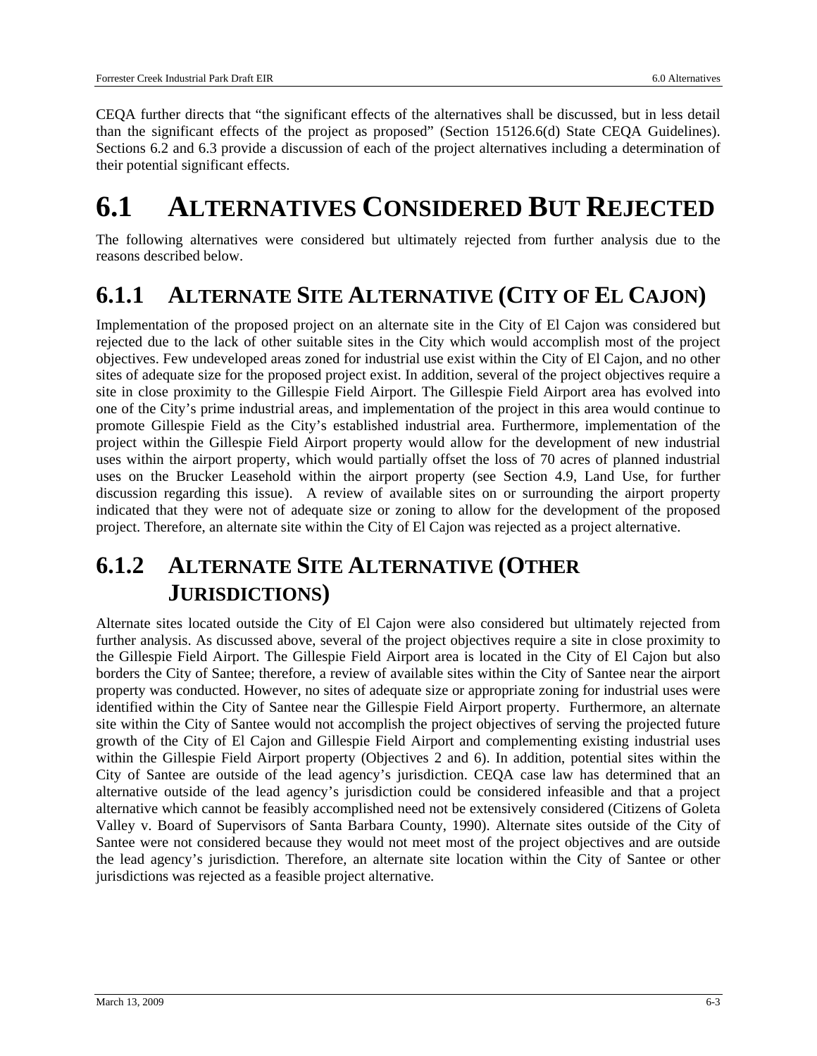CEQA further directs that "the significant effects of the alternatives shall be discussed, but in less detail than the significant effects of the project as proposed" (Section 15126.6(d) State CEQA Guidelines). Sections 6.2 and 6.3 provide a discussion of each of the project alternatives including a determination of their potential significant effects.

# 6.1 ALTERNATIVES CONSIDERED BUT REJECTED

The following alternatives were considered but ultimately rejected from further analysis due to the reasons described below.

## 6.1.1 ALTERNATE SITE ALTERNATIVE (CITY OF EL CAJON)

Implementation of the proposed project on an alternate site in the City of El Cajon was considered but rejected due to the lack of other suitable sites in the City which would accomplish most of the project objectives. Few undeveloped areas zoned for industrial use exist within the City of El Cajon, and no other sites of adequate size for the proposed project exist. In addition, several of the project objectives require a site in close proximity to the Gillespie Field Airport. The Gillespie Field Airport area has evolved into one of the City's prime industrial areas, and implementation of the project in this area would continue to promote Gillespie Field as the City's established industrial area. Furthermore, implementation of the project within the Gillespie Field Airport property would allow for the development of new industrial uses within the airport property, which would partially offset the loss of 70 acres of planned industrial uses on the Brucker Leasehold within the airport property (see Section 4.9, Land Use, for further discussion regarding this issue). A review of available sites on or surrounding the airport property indicated that they were not of adequate size or zoning to allow for the development of the proposed project. Therefore, an alternate site within the City of El Cajon was rejected as a project alternative.

## 6.1.2 ALTERNATE SITE ALTERNATIVE (OTHER JURISDICTIONS)

Alternate sites located outside the City of El Cajon were also considered but ultimately rejected from further analysis. As discussed above, several of the project objectives require a site in close proximity to the Gillespie Field Airport. The Gillespie Field Airport area is located in the City of El Cajon but also borders the City of Santee; therefore, a review of available sites within the City of Santee near the airport property was conducted. However, no sites of adequate size or appropriate zoning for industrial uses were identified within the City of Santee near the Gillespie Field Airport property. Furthermore, an alternate site within the City of Santee would not accomplish the project objectives of serving the projected future growth of the City of El Cajon and Gillespie Field Airport and complementing existing industrial uses within the Gillespie Field Airport property (Objectives 2 and 6). In addition, potential sites within the City of Santee are outside of the lead agency's jurisdiction. CEQA case law has determined that an alternative outside of the lead agency's jurisdiction could be considered infeasible and that a project alternative which cannot be feasibly accomplished need not be extensively considered (Citizens of Goleta Valley v. Board of Supervisors of Santa Barbara County, 1990). Alternate sites outside of the City of Santee were not considered because they would not meet most of the project objectives and are outside the lead agency's jurisdiction. Therefore, an alternate site location within the City of Santee or other jurisdictions was rejected as a feasible project alternative.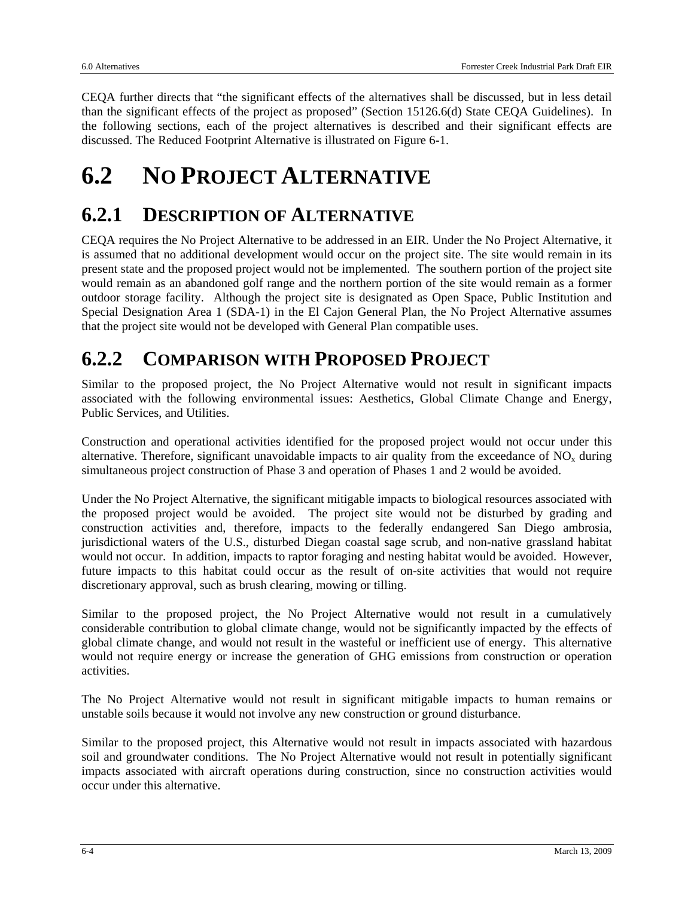CEQA further directs that "the significant effects of the alternatives shall be discussed, but in less detail than the significant effects of the project as proposed" (Section 15126.6(d) State CEQA Guidelines). In the following sections, each of the project alternatives is described and their significant effects are discussed. The Reduced Footprint Alternative is illustrated on Figure 6-1.

# 6.2 NO PROJECT ALTERNATIVE

## 6.2.1 DESCRIPTION OF ALTERNATIVE

CEQA requires the No Project Alternative to be addressed in an EIR. Under the No Project Alternative, it is assumed that no additional development would occur on the project site. The site would remain in its present state and the proposed project would not be implemented. The southern portion of the project site would remain as an abandoned golf range and the northern portion of the site would remain as a former outdoor storage facility. Although the project site is designated as Open Space, Public Institution and Special Designation Area 1 (SDA-1) in the El Cajon General Plan, the No Project Alternative assumes that the project site would not be developed with General Plan compatible uses.

## 6.2.2 COMPARISON WITH PROPOSED PROJECT

Similar to the proposed project, the No Project Alternative would not result in significant impacts associated with the following environmental issues: Aesthetics, Global Climate Change and Energy, Public Services, and Utilities.

Construction and operational activities identified for the proposed project would not occur under this alternative. Therefore, significant unavoidable impacts to air quality from the exceedance of $NO_x$ during simultaneous project construction of Phase 3 and operation of Phases 1 and 2 would be avoided.

Under the No Project Alternative, the significant mitigable impacts to biological resources associated with the proposed project would be avoided. The project site would not be disturbed by grading and construction activities and, therefore, impacts to the federally endangered San Diego ambrosia, jurisdictional waters of the U.S., disturbed Diegan coastal sage scrub, and non-native grassland habitat would not occur. In addition, impacts to raptor foraging and nesting habitat would be avoided. However, future impacts to this habitat could occur as the result of on-site activities that would not require discretionary approval, such as brush clearing, mowing or tilling.

Similar to the proposed project, the No Project Alternative would not result in a cumulatively considerable contribution to global climate change, would not be significantly impacted by the effects of global climate change, and would not result in the wasteful or inefficient use of energy. This alternative would not require energy or increase the generation of GHG emissions from construction or operation activities.

The No Project Alternative would not result in significant mitigable impacts to human remains or unstable soils because it would not involve any new construction or ground disturbance.

Similar to the proposed project, this Alternative would not result in impacts associated with hazardous soil and groundwater conditions. The No Project Alternative would not result in potentially significant impacts associated with aircraft operations during construction, since no construction activities would occur under this alternative.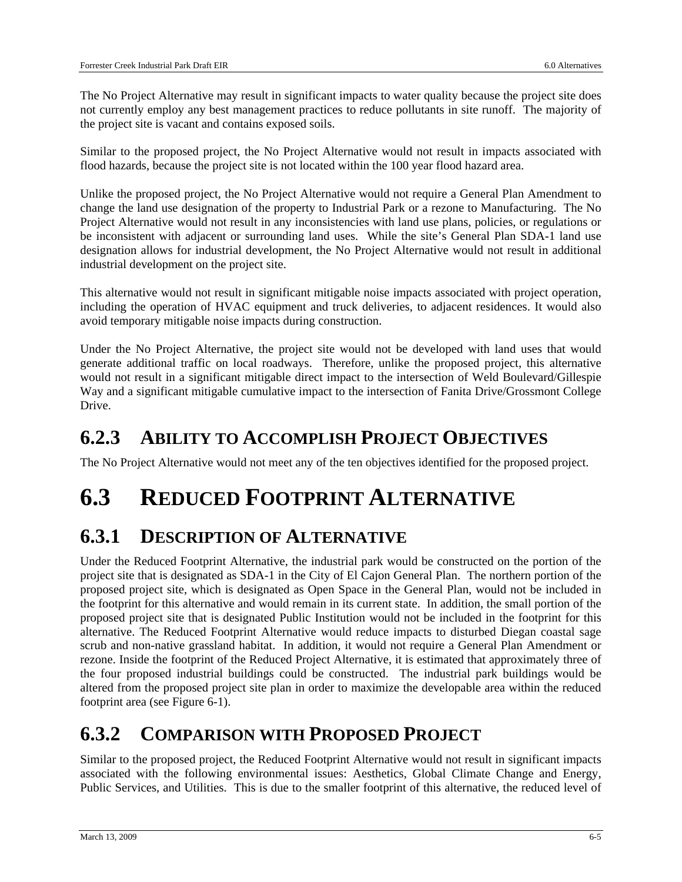The No Project Alternative may result in significant impacts to water quality because the project site does not currently employ any best management practices to reduce pollutants in site runoff. The majority of the project site is vacant and contains exposed soils.

Similar to the proposed project, the No Project Alternative would not result in impacts associated with flood hazards, because the project site is not located within the 100 year flood hazard area.

Unlike the proposed project, the No Project Alternative would not require a General Plan Amendment to change the land use designation of the property to Industrial Park or a rezone to Manufacturing. The No Project Alternative would not result in any inconsistencies with land use plans, policies, or regulations or be inconsistent with adjacent or surrounding land uses. While the site's General Plan SDA-1 land use designation allows for industrial development, the No Project Alternative would not result in additional industrial development on the project site.

This alternative would not result in significant mitigable noise impacts associated with project operation, including the operation of HVAC equipment and truck deliveries, to adjacent residences. It would also avoid temporary mitigable noise impacts during construction.

Under the No Project Alternative, the project site would not be developed with land uses that would generate additional traffic on local roadways. Therefore, unlike the proposed project, this alternative would not result in a significant mitigable direct impact to the intersection of Weld Boulevard/Gillespie Way and a significant mitigable cumulative impact to the intersection of Fanita Drive/Grossmont College Drive.

### 6.2.3 ABILITY TO ACCOMPLISH PROJECT OBJECTIVES

The No Project Alternative would not meet any of the ten objectives identified for the proposed project.

## 6.3 REDUCED FOOTPRINT ALTERNATIVE

### 6.3.1 DESCRIPTION OF ALTERNATIVE

Under the Reduced Footprint Alternative, the industrial park would be constructed on the portion of the project site that is designated as SDA-1 in the City of El Cajon General Plan. The northern portion of the proposed project site, which is designated as Open Space in the General Plan, would not be included in the footprint for this alternative and would remain in its current state. In addition, the small portion of the proposed project site that is designated Public Institution would not be included in the footprint for this alternative. The Reduced Footprint Alternative would reduce impacts to disturbed Diegan coastal sage scrub and non-native grassland habitat. In addition, it would not require a General Plan Amendment or rezone. Inside the footprint of the Reduced Project Alternative, it is estimated that approximately three of the four proposed industrial buildings could be constructed. The industrial park buildings would be altered from the proposed project site plan in order to maximize the developable area within the reduced footprint area (see Figure 6-1).

### 6.3.2 COMPARISON WITH PROPOSED PROJECT

Similar to the proposed project, the Reduced Footprint Alternative would not result in significant impacts associated with the following environmental issues: Aesthetics, Global Climate Change and Energy, Public Services, and Utilities. This is due to the smaller footprint of this alternative, the reduced level of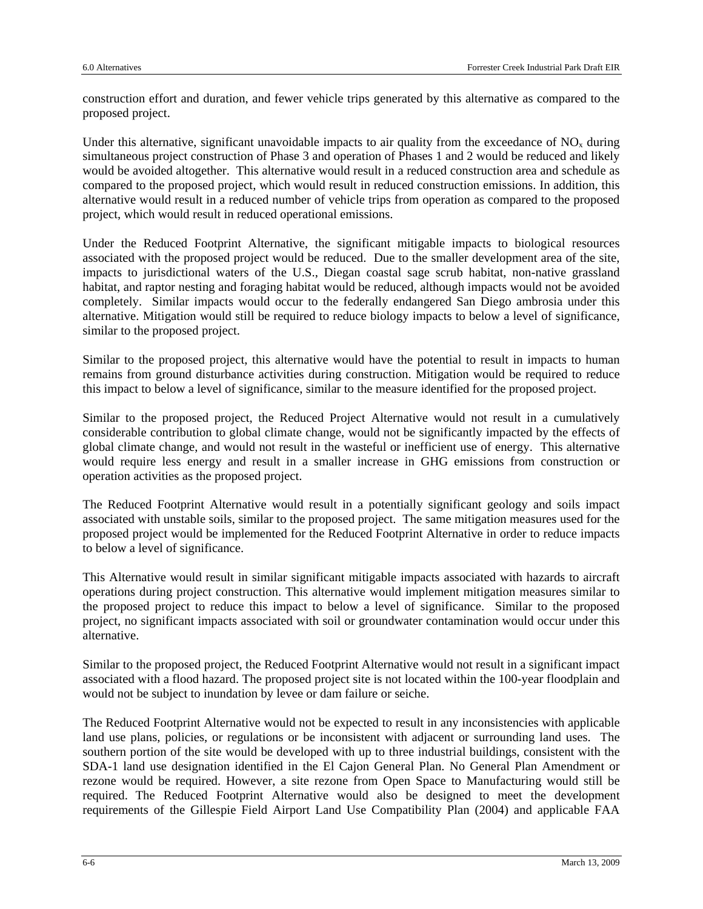construction effort and duration, and fewer vehicle trips generated by this alternative as compared to the proposed project.

Under this alternative, significant unavoidable impacts to air quality from the exceedance of $NO_x$ during simultaneous project construction of Phase 3 and operation of Phases 1 and 2 would be reduced and likely would be avoided altogether. This alternative would result in a reduced construction area and schedule as compared to the proposed project, which would result in reduced construction emissions. In addition, this alternative would result in a reduced number of vehicle trips from operation as compared to the proposed project, which would result in reduced operational emissions.

Under the Reduced Footprint Alternative, the significant mitigable impacts to biological resources associated with the proposed project would be reduced. Due to the smaller development area of the site, impacts to jurisdictional waters of the U.S., Diegan coastal sage scrub habitat, non-native grassland habitat, and raptor nesting and foraging habitat would be reduced, although impacts would not be avoided completely. Similar impacts would occur to the federally endangered San Diego ambrosia under this alternative. Mitigation would still be required to reduce biology impacts to below a level of significance, similar to the proposed project.

Similar to the proposed project, this alternative would have the potential to result in impacts to human remains from ground disturbance activities during construction. Mitigation would be required to reduce this impact to below a level of significance, similar to the measure identified for the proposed project.

Similar to the proposed project, the Reduced Project Alternative would not result in a cumulatively considerable contribution to global climate change, would not be significantly impacted by the effects of global climate change, and would not result in the wasteful or inefficient use of energy. This alternative would require less energy and result in a smaller increase in GHG emissions from construction or operation activities as the proposed project.

The Reduced Footprint Alternative would result in a potentially significant geology and soils impact associated with unstable soils, similar to the proposed project. The same mitigation measures used for the proposed project would be implemented for the Reduced Footprint Alternative in order to reduce impacts to below a level of significance.

This Alternative would result in similar significant mitigable impacts associated with hazards to aircraft operations during project construction. This alternative would implement mitigation measures similar to the proposed project to reduce this impact to below a level of significance. Similar to the proposed project, no significant impacts associated with soil or groundwater contamination would occur under this alternative.

Similar to the proposed project, the Reduced Footprint Alternative would not result in a significant impact associated with a flood hazard. The proposed project site is not located within the 100-year floodplain and would not be subject to inundation by levee or dam failure or seiche.

The Reduced Footprint Alternative would not be expected to result in any inconsistencies with applicable land use plans, policies, or regulations or be inconsistent with adjacent or surrounding land uses. The southern portion of the site would be developed with up to three industrial buildings, consistent with the SDA-1 land use designation identified in the El Cajon General Plan. No General Plan Amendment or rezone would be required. However, a site rezone from Open Space to Manufacturing would still be required. The Reduced Footprint Alternative would also be designed to meet the development requirements of the Gillespie Field Airport Land Use Compatibility Plan (2004) and applicable FAA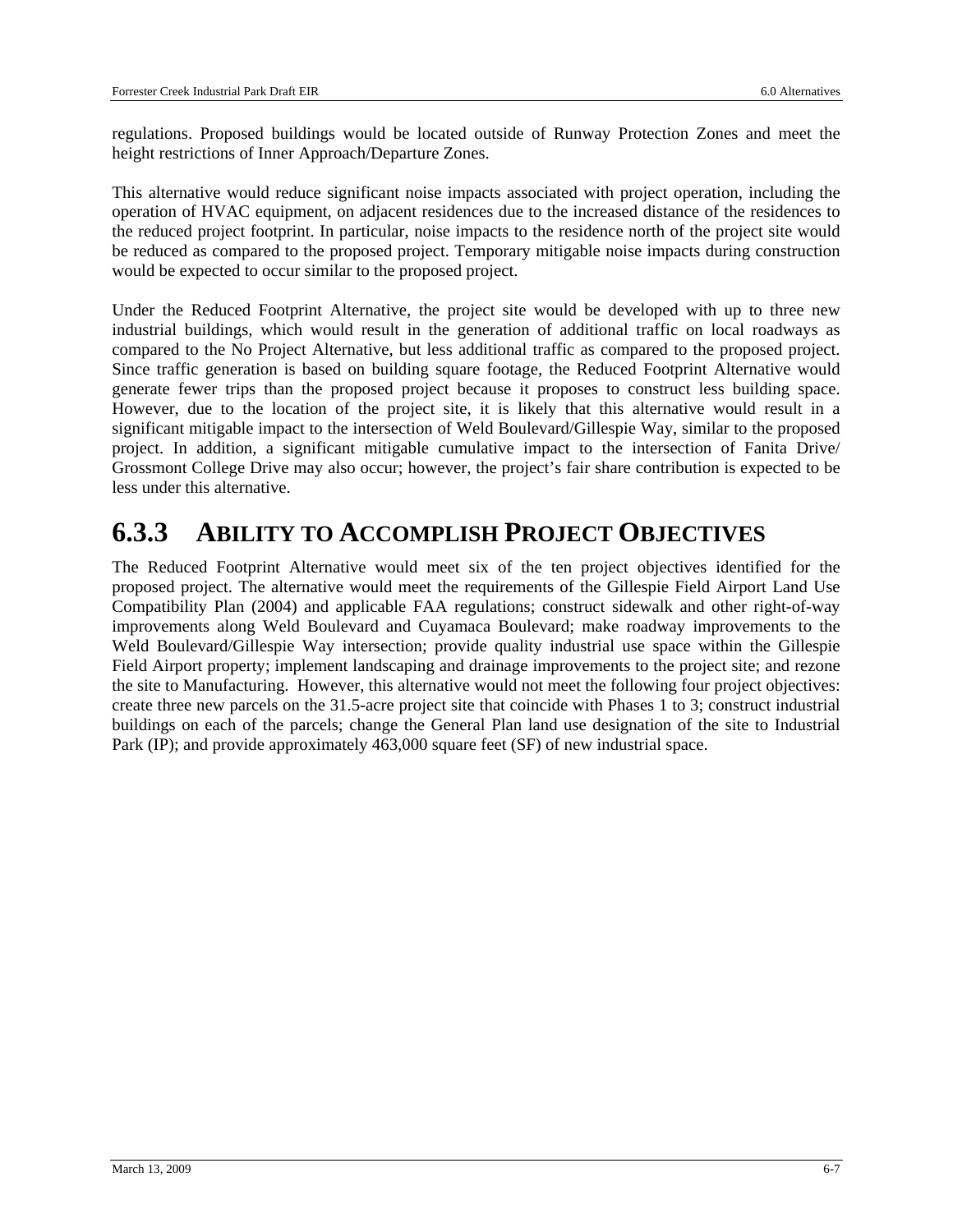regulations. Proposed buildings would be located outside of Runway Protection Zones and meet the height restrictions of Inner Approach/Departure Zones.

This alternative would reduce significant noise impacts associated with project operation, including the operation of HVAC equipment, on adjacent residences due to the increased distance of the residences to the reduced project footprint. In particular, noise impacts to the residence north of the project site would be reduced as compared to the proposed project. Temporary mitigable noise impacts during construction would be expected to occur similar to the proposed project.

Under the Reduced Footprint Alternative, the project site would be developed with up to three new industrial buildings, which would result in the generation of additional traffic on local roadways as compared to the No Project Alternative, but less additional traffic as compared to the proposed project. Since traffic generation is based on building square footage, the Reduced Footprint Alternative would generate fewer trips than the proposed project because it proposes to construct less building space. However, due to the location of the project site, it is likely that this alternative would result in a significant mitigable impact to the intersection of Weld Boulevard/Gillespie Way, similar to the proposed project. In addition, a significant mitigable cumulative impact to the intersection of Fanita Drive/ Grossmont College Drive may also occur; however, the project's fair share contribution is expected to be less under this alternative.

## 6.3.3 Ability to Accomplish Project Objectives

The Reduced Footprint Alternative would meet six of the ten project objectives identified for the proposed project. The alternative would meet the requirements of the Gillespie Field Airport Land Use Compatibility Plan (2004) and applicable FAA regulations; construct sidewalk and other right-of-way improvements along Weld Boulevard and Cuyamaca Boulevard; make roadway improvements to the Weld Boulevard/Gillespie Way intersection; provide quality industrial use space within the Gillespie Field Airport property; implement landscaping and drainage improvements to the project site; and rezone the site to Manufacturing. However, this alternative would not meet the following four project objectives: create three new parcels on the 31.5-acre project site that coincide with Phases 1 to 3; construct industrial buildings on each of the parcels; change the General Plan land use designation of the site to Industrial Park (IP); and provide approximately 463,000 square feet (SF) of new industrial space.